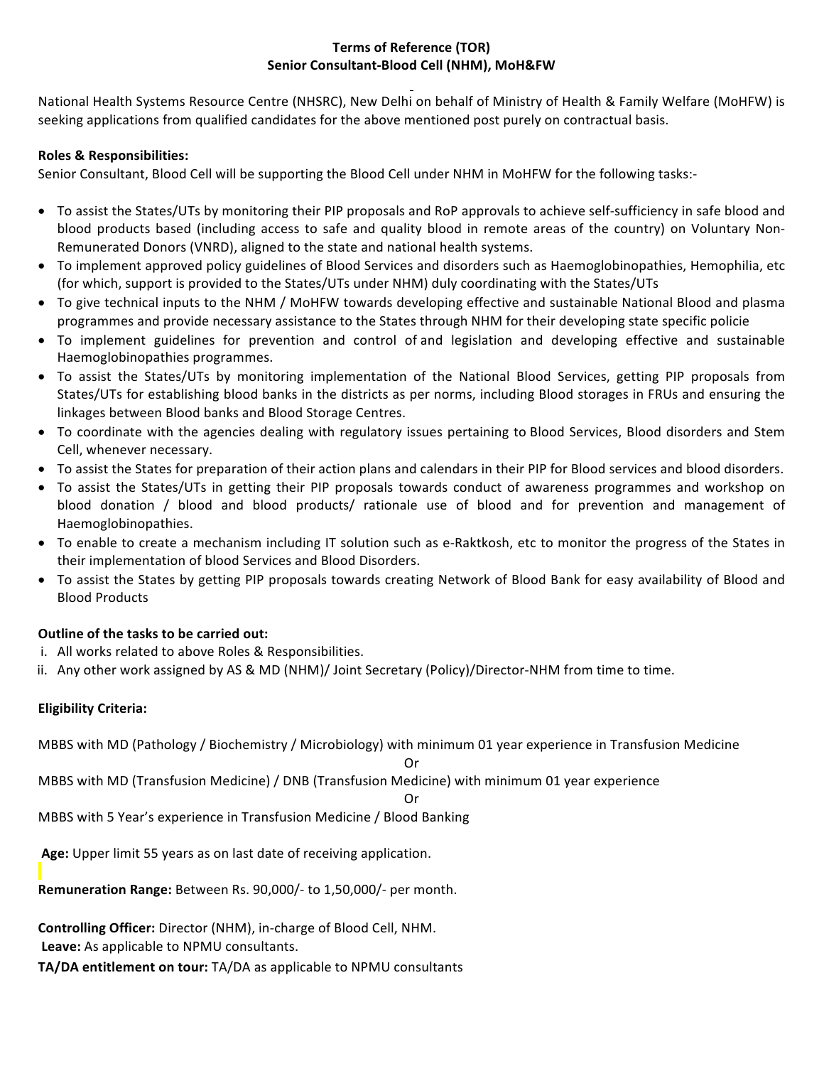**Terms of Reference (TOR)**
**Senior Consultant-Blood Cell (NHM), MoH&FW**

National Health Systems Resource Centre (NHSRC), New Delhi on behalf of Ministry of Health & Family Welfare (MoHFW) is seeking applications from qualified candidates for the above mentioned post purely on contractual basis.

**Roles & Responsibilities:**
Senior Consultant, Blood Cell will be supporting the Blood Cell under NHM in MoHFW for the following tasks:-

- To assist the States/UTs by monitoring their PIP proposals and RoP approvals to achieve self-sufficiency in safe blood and blood products based (including access to safe and quality blood in remote areas of the country) on Voluntary Non-Remunerated Donors (VNRD), aligned to the state and national health systems.
- To implement approved policy guidelines of Blood Services and disorders such as Haemoglobinopathies, Hemophilia, etc (for which, support is provided to the States/UTs under NHM) duly coordinating with the States/UTs
- To give technical inputs to the NHM / MoHFW towards developing effective and sustainable National Blood and plasma programmes and provide necessary assistance to the States through NHM for their developing state specific policie
- To implement guidelines for prevention and control of and legislation and developing effective and sustainable Haemoglobinopathies programmes.
- To assist the States/UTs by monitoring implementation of the National Blood Services, getting PIP proposals from States/UTs for establishing blood banks in the districts as per norms, including Blood storages in FRUs and ensuring the linkages between Blood banks and Blood Storage Centres.
- To coordinate with the agencies dealing with regulatory issues pertaining to Blood Services, Blood disorders and Stem Cell, whenever necessary.
- To assist the States for preparation of their action plans and calendars in their PIP for Blood services and blood disorders.
- To assist the States/UTs in getting their PIP proposals towards conduct of awareness programmes and workshop on blood donation / blood and blood products/ rationale use of blood and for prevention and management of Haemoglobinopathies.
- To enable to create a mechanism including IT solution such as e-Raktkosh, etc to monitor the progress of the States in their implementation of blood Services and Blood Disorders.
- To assist the States by getting PIP proposals towards creating Network of Blood Bank for easy availability of Blood and Blood Products

**Outline of the tasks to be carried out:**

i. All works related to above Roles & Responsibilities.
ii. Any other work assigned by AS & MD (NHM)/ Joint Secretary (Policy)/Director-NHM from time to time.

**Eligibility Criteria:**

MBBS with MD (Pathology / Biochemistry / Microbiology) with minimum 01 year experience in Transfusion Medicine

Or

MBBS with MD (Transfusion Medicine) / DNB (Transfusion Medicine) with minimum 01 year experience

Or

MBBS with 5 Year's experience in Transfusion Medicine / Blood Banking

**Age:** Upper limit 55 years as on last date of receiving application.

**Remuneration Range:** Between Rs. 90,000/- to 1,50,000/- per month.

**Controlling Officer:** Director (NHM), in-charge of Blood Cell, NHM.
**Leave:** As applicable to NPMU consultants.
**TA/DA entitlement on tour:** TA/DA as applicable to NPMU consultants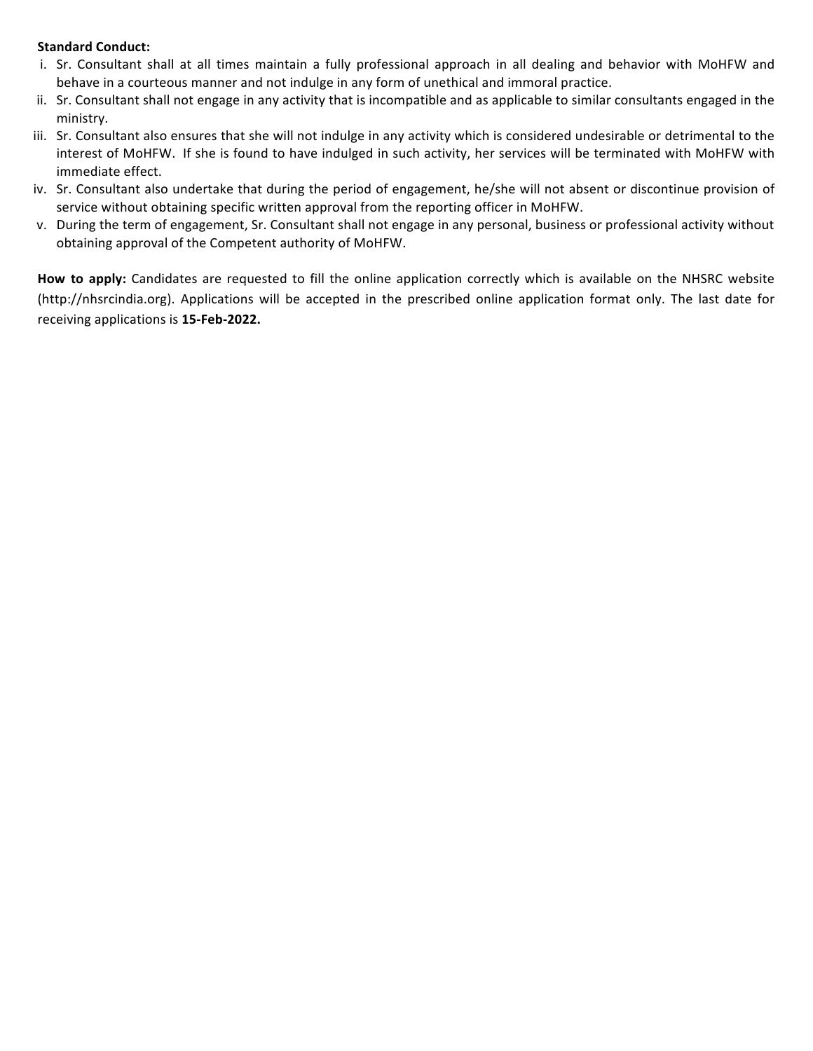**Standard Conduct:**

i. Sr. Consultant shall at all times maintain a fully professional approach in all dealing and behavior with MoHFW and behave in a courteous manner and not indulge in any form of unethical and immoral practice.

ii. Sr. Consultant shall not engage in any activity that is incompatible and as applicable to similar consultants engaged in the ministry.

iii. Sr. Consultant also ensures that she will not indulge in any activity which is considered undesirable or detrimental to the interest of MoHFW. If she is found to have indulged in such activity, her services will be terminated with MoHFW with immediate effect.

iv. Sr. Consultant also undertake that during the period of engagement, he/she will not absent or discontinue provision of service without obtaining specific written approval from the reporting officer in MoHFW.

v. During the term of engagement, Sr. Consultant shall not engage in any personal, business or professional activity without obtaining approval of the Competent authority of MoHFW.

**How to apply:** Candidates are requested to fill the online application correctly which is available on the NHSRC website (http://nhsrcindia.org). Applications will be accepted in the prescribed online application format only. The last date for receiving applications is **15-Feb-2022.**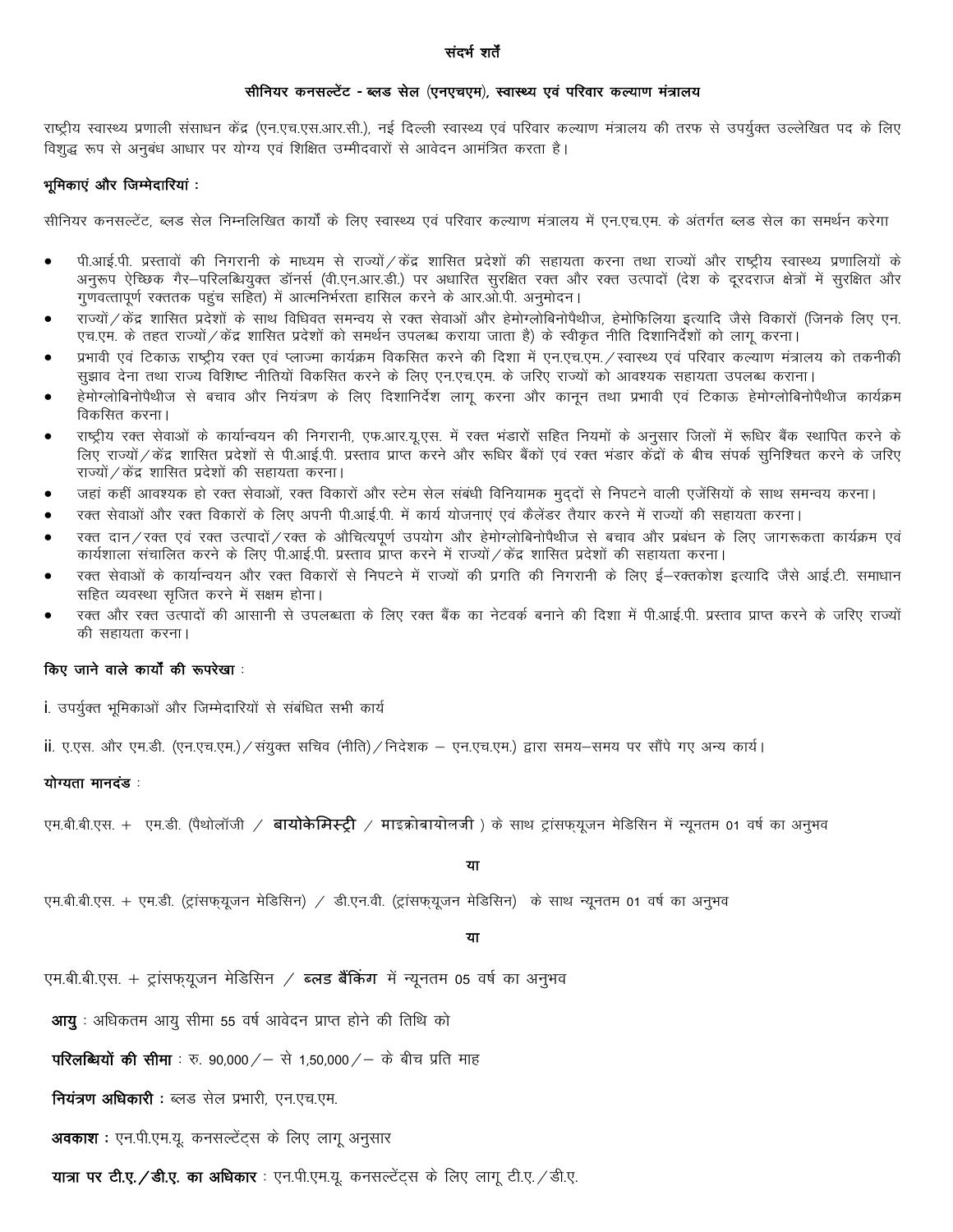## संदर्भ शर्तें

### सीनियर कनसल्टेंट - ब्लड सेल (एनएचएम), स्वास्थ्य एवं परिवार कल्याण मंत्रालय

राष्ट्रीय स्वास्थ्य प्रणाली संसाधन केंद्र (एन.एच.एस.आर.सी.), नई दिल्ली स्वास्थ्य एवं परिवार कल्याण मंत्रालय की तरफ से उपर्युक्त उल्लेखित पद के लिए विशुद्ध रूप से अनुबंध आधार पर योग्य एवं शिक्षित उम्मीदवारों से आवेदन आमंत्रित करता है।

**भूमिकाएं और जिम्मेदारियां :**

सीनियर कनसल्टेंट, ब्लड सेल निम्नलिखित कार्यों के लिए स्वास्थ्य एवं परिवार कल्याण मंत्रालय में एन.एच.एम. के अंतर्गत ब्लड सेल का समर्थन करेगा

- पी.आई.पी. प्रस्तावों की निगरानी के माध्यम से राज्यों/केंद्र शासित प्रदेशों की सहायता करना तथा राज्यों और राष्ट्रीय स्वास्थ्य प्रणालियों के अनुरूप ऐच्छिक गैर–परिलब्धियुक्त डॉनर्स (वी.एन.आर.डी.) पर अधारित सुरक्षित रक्त और रक्त उत्पादों (देश के दूरदराज क्षेत्रों में सुरक्षित और गुणवत्तापूर्ण रक्ततक पहुंच सहित) में आत्मनिर्भरता हासिल करने के आर.ओ.पी. अनुमोदन।
- राज्यों/केंद्र शासित प्रदेशों के साथ विधिवत समन्वय से रक्त सेवाओं और हेमोग्लोबिनोपैथीज, हेमोफिलिया इत्यादि जैसे विकारों (जिनके लिए एन. एच.एम. के तहत राज्यों/केंद्र शासित प्रदेशों को समर्थन उपलब्ध कराया जाता है) के स्वीकृत नीति दिशानिर्देशों को लागू करना।
- प्रभावी एवं टिकाऊ राष्ट्रीय रक्त एवं प्लाज्मा कार्यक्रम विकसित करने की दिशा में एन.एच.एम./स्वास्थ्य एवं परिवार कल्याण मंत्रालय को तकनीकी सुझाव देना तथा राज्य विशिष्ट नीतियों विकसित करने के लिए एन.एच.एम. के जरिए राज्यों को आवश्यक सहायता उपलब्ध कराना।
- हेमोग्लोबिनोपैथीज से बचाव और नियंत्रण के लिए दिशानिर्देश लागू करना और कानून तथा प्रभावी एवं टिकाऊ हेमोग्लोबिनोपैथीज कार्यक्रम विकसित करना।
- राष्ट्रीय रक्त सेवाओं के कार्यान्वयन की निगरानी, एफ.आर.यू.एस. में रक्त भंडारों सहित नियमों के अनुसार जिलों में रूधिर बैंक स्थापित करने के लिए राज्यों/केंद्र शासित प्रदेशों से पी.आई.पी. प्रस्ताव प्राप्त करने और रूधिर बैंकों एवं रक्त भंडार केंद्रों के बीच संपर्क सुनिश्चित करने के जरिए राज्यों/केंद्र शासित प्रदेशों की सहायता करना।
- जहां कहीं आवश्यक हो रक्त सेवाओं, रक्त विकारों और स्टेम सेल संबंधी विनियामक मुद्दों से निपटने वाली एजेंसियों के साथ समन्वय करना।
- रक्त सेवाओं और रक्त विकारों के लिए अपनी पी.आई.पी. में कार्य योजनाएं एवं कैलेंडर तैयार करने में राज्यों की सहायता करना।
- रक्त दान/रक्त एवं रक्त उत्पादों/रक्त के औचित्यपूर्ण उपयोग और हेमोग्लोबिनोपैथीज से बचाव और प्रबंधन के लिए जागरूकता कार्यक्रम एवं कार्यशाला संचालित करने के लिए पी.आई.पी. प्रस्ताव प्राप्त करने में राज्यों/केंद्र शासित प्रदेशों की सहायता करना।
- रक्त सेवाओं के कार्यान्वयन और रक्त विकारों से निपटने में राज्यों की प्रगति की निगरानी के लिए ई–रक्तकोश इत्यादि जैसे आई.टी. समाधान सहित व्यवस्था सृजित करने में सक्षम होना।
- रक्त और रक्त उत्पादों की आसानी से उपलब्धता के लिए रक्त बैंक का नेटवर्क बनाने की दिशा में पी.आई.पी. प्रस्ताव प्राप्त करने के जरिए राज्यों की सहायता करना।

**किए जाने वाले कार्यों की रूपरेखा :**

i. उपर्युक्त भूमिकाओं और जिम्मेदारियों से संबंधित सभी कार्य

ii. ए.एस. और एम.डी. (एन.एच.एम.)/संयुक्त सचिव (नीति)/निदेशक – एन.एच.एम.) द्वारा समय–समय पर सौंपे गए अन्य कार्य।

**योग्यता मानदंड :**

एम.बी.बी.एस. + एम.डी. (पैथोलॉजी / **बायोकेमिस्ट्री** / **माइक्रोबायोलजी** ) के साथ ट्रांसफ्यूजन मेडिसिन में न्यूनतम 01 वर्ष का अनुभव

**या**

एम.बी.बी.एस. + एम.डी. (ट्रांसफ्यूजन मेडिसिन) / डी.एन.वी. (ट्रांसफ्यूजन मेडिसिन) के साथ न्यूनतम 01 वर्ष का अनुभव

**या**

एम.बी.बी.एस. + ट्रांसफ्यूजन मेडिसिन / **ब्लड बैंकिंग** में न्यूनतम 05 वर्ष का अनुभव

**आयु** : अधिकतम आयु सीमा 55 वर्ष आवेदन प्राप्त होने की तिथि को

**परिलब्धियों की सीमा** : रु. 90,000/– से 1,50,000/– के बीच प्रति माह

**नियंत्रण अधिकारी :** ब्लड सेल प्रभारी, एन.एच.एम.

**अवकाश :** एन.पी.एम.यू. कनसल्टेंट्स के लिए लागू अनुसार

**यात्रा पर टी.ए./डी.ए. का अधिकार** : एन.पी.एम.यू. कनसल्टेंट्स के लिए लागू टी.ए./डी.ए.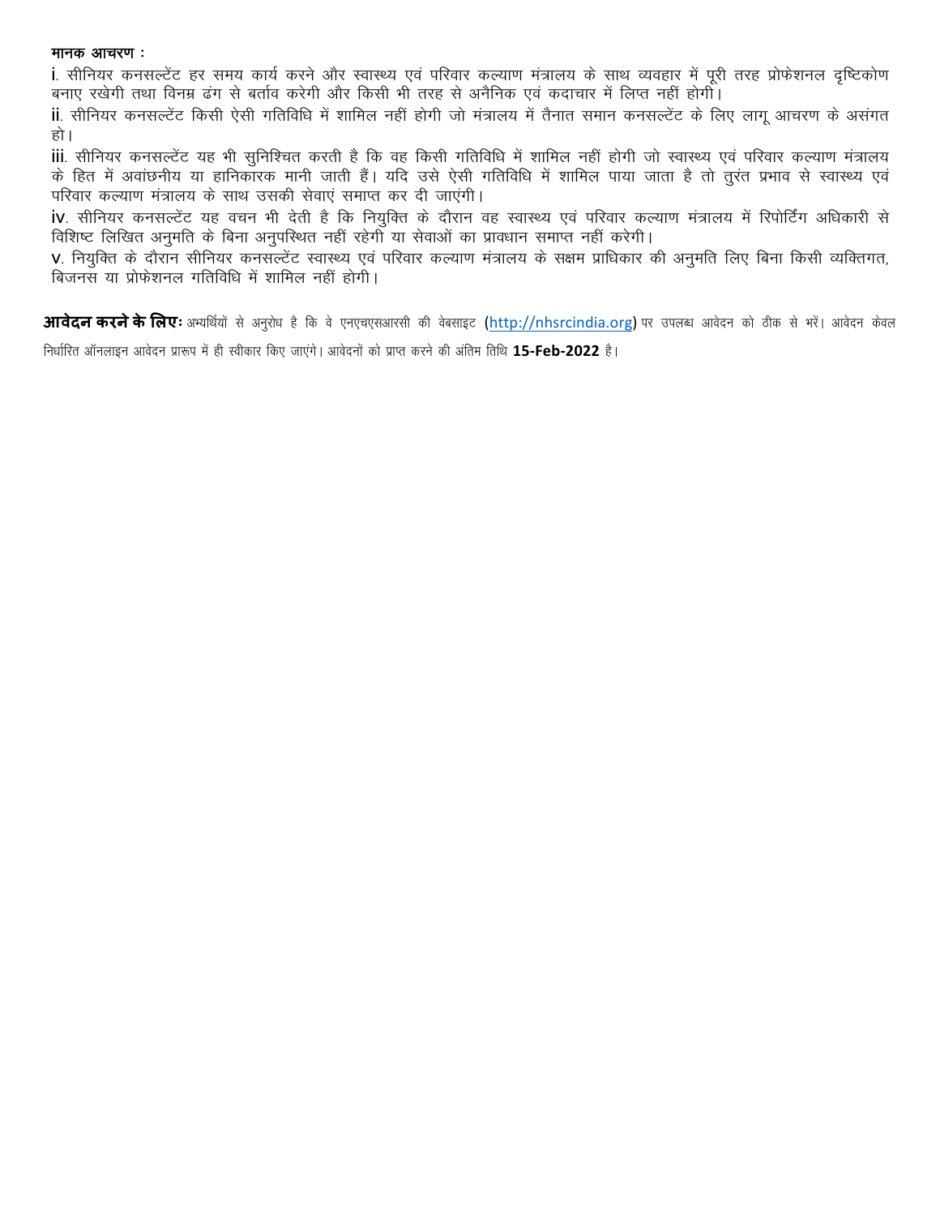**मानक आचरण :**

i. सीनियर कनसल्टेंट हर समय कार्य करने और स्वास्थ्य एवं परिवार कल्याण मंत्रालय के साथ व्यवहार में पूरी तरह प्रोफेशनल दृष्टिकोण बनाए रखेगी तथा विनम्र ढंग से बर्ताव करेगी और किसी भी तरह से अनैनिक एवं कदाचार में लिप्त नहीं होगी।

ii. सीनियर कनसल्टेंट किसी ऐसी गतिविधि में शामिल नहीं होगी जो मंत्रालय में तैनात समान कनसल्टेंट के लिए लागू आचरण के असंगत हो।

iii. सीनियर कनसल्टेंट यह भी सुनिश्चित करती है कि वह किसी गतिविधि में शामिल नहीं होगी जो स्वास्थ्य एवं परिवार कल्याण मंत्रालय के हित में अवांछनीय या हानिकारक मानी जाती हैं। यदि उसे ऐसी गतिविधि में शामिल पाया जाता है तो तुरंत प्रभाव से स्वास्थ्य एवं परिवार कल्याण मंत्रालय के साथ उसकी सेवाएं समाप्त कर दी जाएंगी।

iv. सीनियर कनसल्टेंट यह वचन भी देती है कि नियुक्ति के दौरान वह स्वास्थ्य एवं परिवार कल्याण मंत्रालय में रिपोर्टिंग अधिकारी से विशिष्ट लिखित अनुमति के बिना अनुपस्थित नहीं रहेगी या सेवाओं का प्रावधान समाप्त नहीं करेगी।

v. नियुक्ति के दौरान सीनियर कनसल्टेंट स्वास्थ्य एवं परिवार कल्याण मंत्रालय के सक्षम प्राधिकार की अनुमति लिए बिना किसी व्यक्तिगत, बिजनस या प्रोफेशनल गतिविधि में शामिल नहीं होगी।

**आवेदन करने के लिएः** अभ्यर्थियों से अनुरोध है कि वे एनएचएसआरसी की वेबसाइट (http://nhsrcindia.org) पर उपलब्ध आवेदन को ठीक से भरें। आवेदन केवल निर्धारित ऑनलाइन आवेदन प्रारूप में ही स्वीकार किए जाएंगे। आवेदनों को प्राप्त करने की अंतिम तिथि **15-Feb-2022** है।